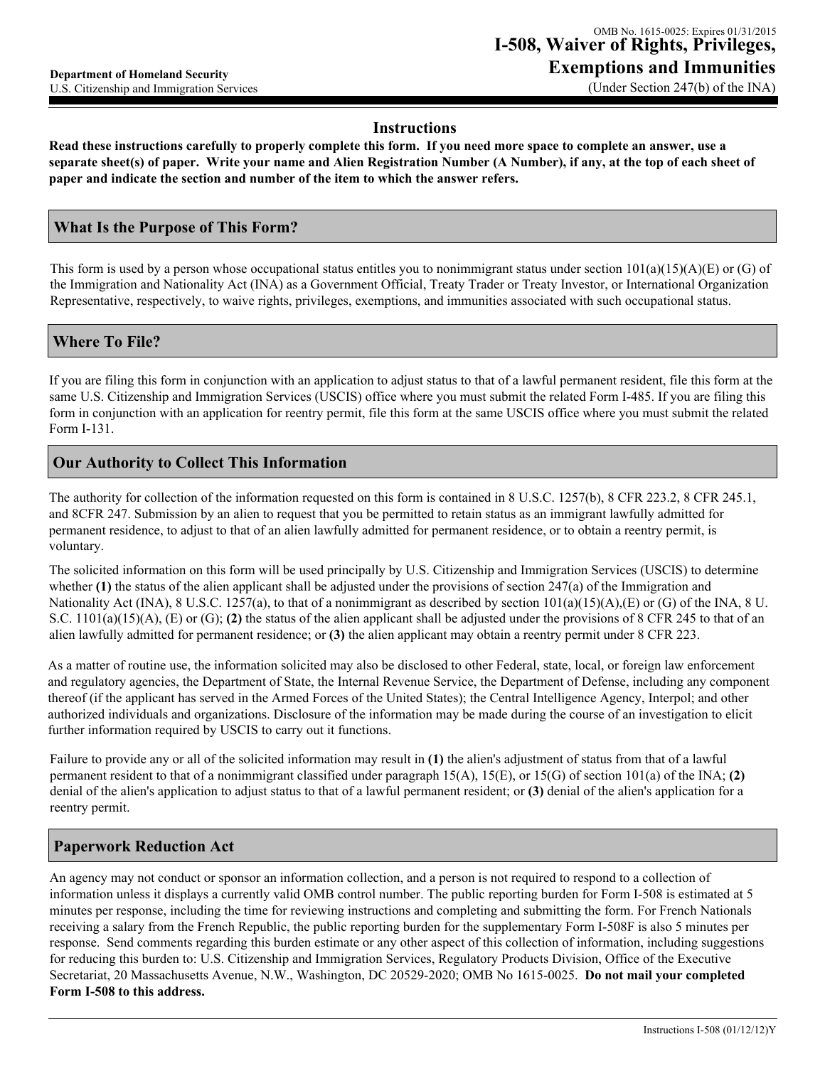OMB No. 1615-0025: Expires 01/31/2015

**Department of Homeland Security**
U.S. Citizenship and Immigration Services

# I-508, Waiver of Rights, Privileges, Exemptions and Immunities

(Under Section 247(b) of the INA)

## Instructions

**Read these instructions carefully to properly complete this form. If you need more space to complete an answer, use a separate sheet(s) of paper. Write your name and Alien Registration Number (A Number), if any, at the top of each sheet of paper and indicate the section and number of the item to which the answer refers.**

## What Is the Purpose of This Form?

This form is used by a person whose occupational status entitles you to nonimmigrant status under section 101(a)(15)(A)(E) or (G) of the Immigration and Nationality Act (INA) as a Government Official, Treaty Trader or Treaty Investor, or International Organization Representative, respectively, to waive rights, privileges, exemptions, and immunities associated with such occupational status.

## Where To File?

If you are filing this form in conjunction with an application to adjust status to that of a lawful permanent resident, file this form at the same U.S. Citizenship and Immigration Services (USCIS) office where you must submit the related Form I-485. If you are filing this form in conjunction with an application for reentry permit, file this form at the same USCIS office where you must submit the related Form I-131.

## Our Authority to Collect This Information

The authority for collection of the information requested on this form is contained in 8 U.S.C. 1257(b), 8 CFR 223.2, 8 CFR 245.1, and 8CFR 247. Submission by an alien to request that you be permitted to retain status as an immigrant lawfully admitted for permanent residence, to adjust to that of an alien lawfully admitted for permanent residence, or to obtain a reentry permit, is voluntary.

The solicited information on this form will be used principally by U.S. Citizenship and Immigration Services (USCIS) to determine whether **(1)** the status of the alien applicant shall be adjusted under the provisions of section 247(a) of the Immigration and Nationality Act (INA), 8 U.S.C. 1257(a), to that of a nonimmigrant as described by section 101(a)(15)(A),(E) or (G) of the INA, 8 U. S.C. 1101(a)(15)(A), (E) or (G); **(2)** the status of the alien applicant shall be adjusted under the provisions of 8 CFR 245 to that of an alien lawfully admitted for permanent residence; or **(3)** the alien applicant may obtain a reentry permit under 8 CFR 223.

As a matter of routine use, the information solicited may also be disclosed to other Federal, state, local, or foreign law enforcement and regulatory agencies, the Department of State, the Internal Revenue Service, the Department of Defense, including any component thereof (if the applicant has served in the Armed Forces of the United States); the Central Intelligence Agency, Interpol; and other authorized individuals and organizations. Disclosure of the information may be made during the course of an investigation to elicit further information required by USCIS to carry out it functions.

Failure to provide any or all of the solicited information may result in **(1)** the alien's adjustment of status from that of a lawful permanent resident to that of a nonimmigrant classified under paragraph 15(A), 15(E), or 15(G) of section 101(a) of the INA; **(2)** denial of the alien's application to adjust status to that of a lawful permanent resident; or **(3)** denial of the alien's application for a reentry permit.

## Paperwork Reduction Act

An agency may not conduct or sponsor an information collection, and a person is not required to respond to a collection of information unless it displays a currently valid OMB control number. The public reporting burden for Form I-508 is estimated at 5 minutes per response, including the time for reviewing instructions and completing and submitting the form. For French Nationals receiving a salary from the French Republic, the public reporting burden for the supplementary Form I-508F is also 5 minutes per response. Send comments regarding this burden estimate or any other aspect of this collection of information, including suggestions for reducing this burden to: U.S. Citizenship and Immigration Services, Regulatory Products Division, Office of the Executive Secretariat, 20 Massachusetts Avenue, N.W., Washington, DC 20529-2020; OMB No 1615-0025. **Do not mail your completed Form I-508 to this address.**

Instructions I-508 (01/12/12)Y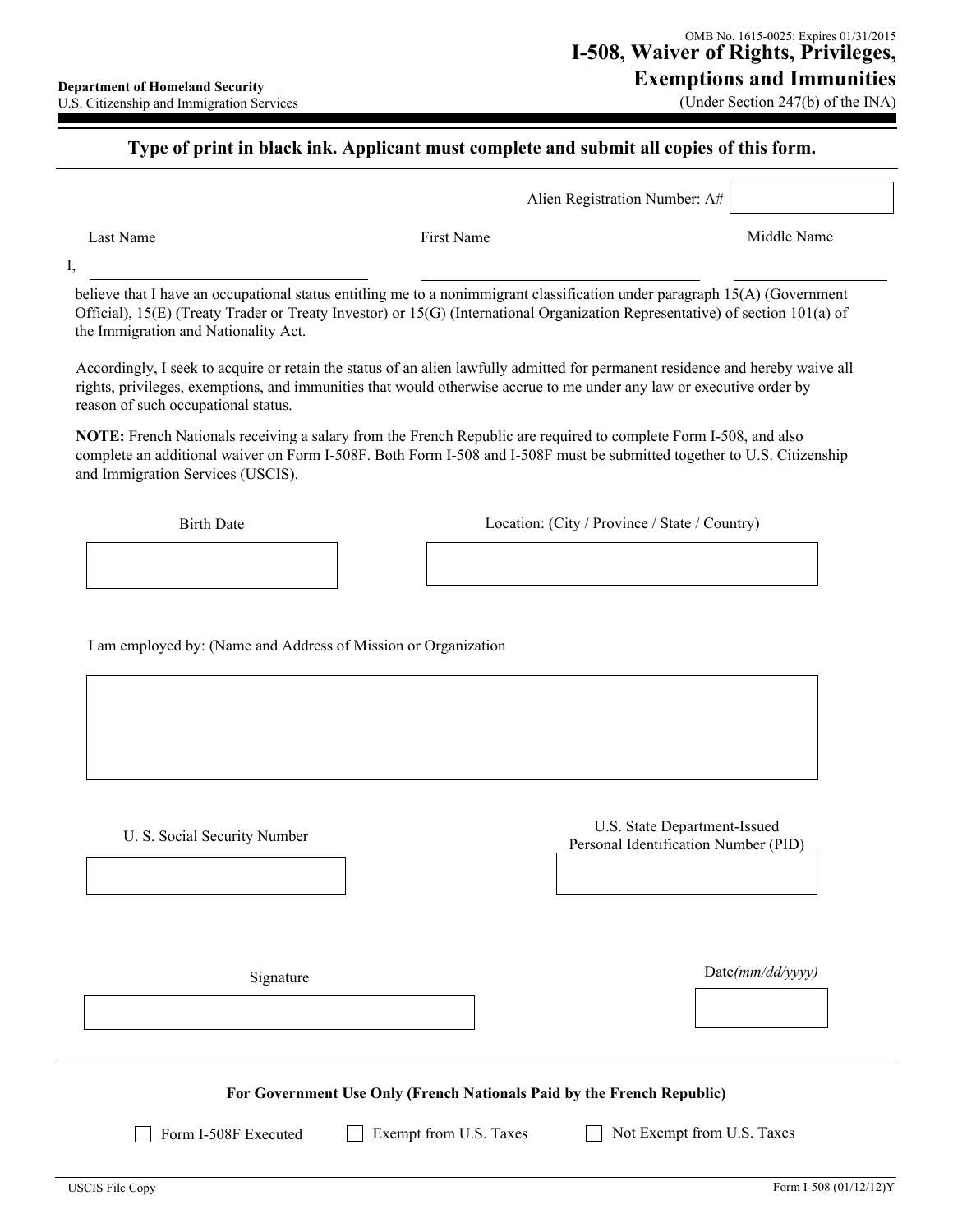OMB No. 1615-0025: Expires 01/31/2015

**Department of Homeland Security**
U.S. Citizenship and Immigration Services

# I-508, Waiver of Rights, Privileges, Exemptions and Immunities

(Under Section 247(b) of the INA)

**Type of print in black ink. Applicant must complete and submit all copies of this form.**

Alien Registration Number: A# ____________

| | Last Name | First Name | Middle Name |
|---|---|---|---|
| I, | | | |

believe that I have an occupational status entitling me to a nonimmigrant classification under paragraph 15(A) (Government Official), 15(E) (Treaty Trader or Treaty Investor) or 15(G) (International Organization Representative) of section 101(a) of the Immigration and Nationality Act.

Accordingly, I seek to acquire or retain the status of an alien lawfully admitted for permanent residence and hereby waive all rights, privileges, exemptions, and immunities that would otherwise accrue to me under any law or executive order by reason of such occupational status.

**NOTE:** French Nationals receiving a salary from the French Republic are required to complete Form I-508, and also complete an additional waiver on Form I-508F. Both Form I-508 and I-508F must be submitted together to U.S. Citizenship and Immigration Services (USCIS).

Birth Date ____________

Location: (City / Province / State / Country) ____________

I am employed by: (Name and Address of Mission or Organization

____________

U. S. Social Security Number ____________

U.S. State Department-Issued Personal Identification Number (PID) ____________

Signature ____________

Date *(mm/dd/yyyy)* ____________

**For Government Use Only (French Nationals Paid by the French Republic)**

☐ Form I-508F Executed ☐ Exempt from U.S. Taxes ☐ Not Exempt from U.S. Taxes

USCIS File Copy

Form I-508 (01/12/12)Y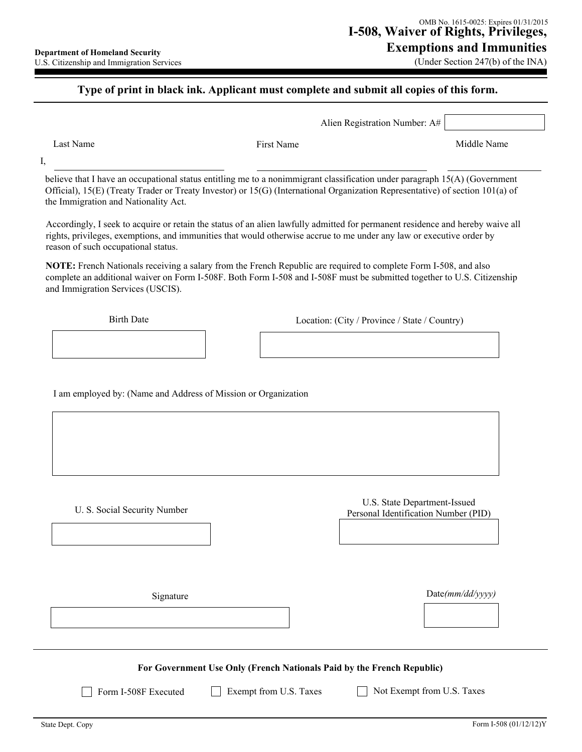OMB No. 1615-0025: Expires 01/31/2015

**Department of Homeland Security**
U.S. Citizenship and Immigration Services

# I-508, Waiver of Rights, Privileges, Exemptions and Immunities

(Under Section 247(b) of the INA)

**Type of print in black ink. Applicant must complete and submit all copies of this form.**

Alien Registration Number: A# ____________

| | Last Name | First Name | Middle Name |
|---|---|---|---|
| I, | | | |

believe that I have an occupational status entitling me to a nonimmigrant classification under paragraph 15(A) (Government Official), 15(E) (Treaty Trader or Treaty Investor) or 15(G) (International Organization Representative) of section 101(a) of the Immigration and Nationality Act.

Accordingly, I seek to acquire or retain the status of an alien lawfully admitted for permanent residence and hereby waive all rights, privileges, exemptions, and immunities that would otherwise accrue to me under any law or executive order by reason of such occupational status.

**NOTE:** French Nationals receiving a salary from the French Republic are required to complete Form I-508, and also complete an additional waiver on Form I-508F. Both Form I-508 and I-508F must be submitted together to U.S. Citizenship and Immigration Services (USCIS).

| Birth Date | Location: (City / Province / State / Country) |
|---|---|
| | |

I am employed by: (Name and Address of Mission or Organization

____________

| U. S. Social Security Number | U.S. State Department-Issued Personal Identification Number (PID) |
|---|---|
| | |

| Signature | Date*(mm/dd/yyyy)* |
|---|---|
| | |

**For Government Use Only (French Nationals Paid by the French Republic)**

- [ ] Form I-508F Executed
- [ ] Exempt from U.S. Taxes
- [ ] Not Exempt from U.S. Taxes

State Dept. Copy

Form I-508 (01/12/12)Y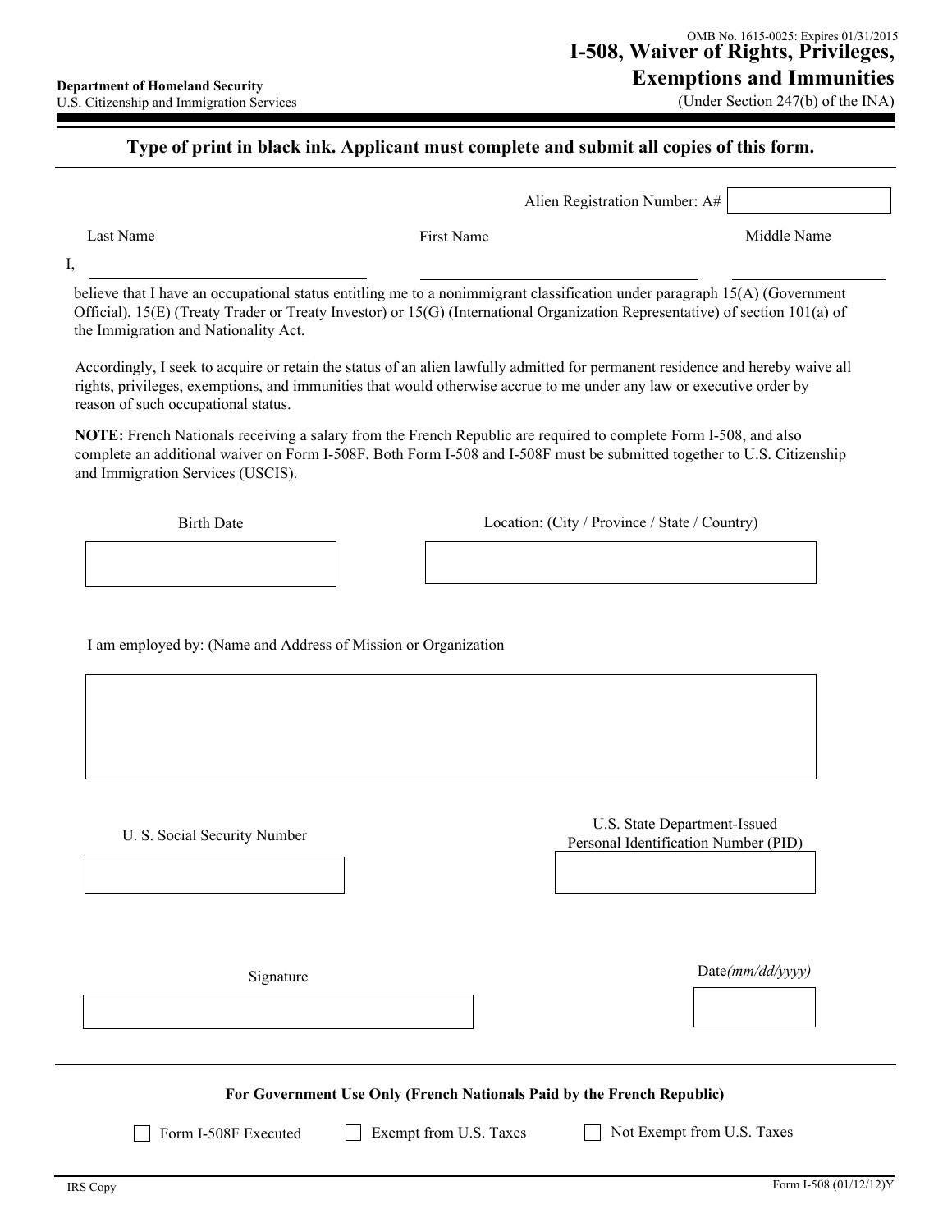Department of Homeland Security
U.S. Citizenship and Immigration Services

OMB No. 1615-0025: Expires 01/31/2015

# I-508, Waiver of Rights, Privileges, Exemptions and Immunities

(Under Section 247(b) of the INA)

**Type of print in black ink. Applicant must complete and submit all copies of this form.**

Alien Registration Number: A# ______________

I, ______________ (Last Name) ______________ (First Name) ______________ (Middle Name)

believe that I have an occupational status entitling me to a nonimmigrant classification under paragraph 15(A) (Government Official), 15(E) (Treaty Trader or Treaty Investor) or 15(G) (International Organization Representative) of section 101(a) of the Immigration and Nationality Act.

Accordingly, I seek to acquire or retain the status of an alien lawfully admitted for permanent residence and hereby waive all rights, privileges, exemptions, and immunities that would otherwise accrue to me under any law or executive order by reason of such occupational status.

**NOTE:** French Nationals receiving a salary from the French Republic are required to complete Form I-508, and also complete an additional waiver on Form I-508F. Both Form I-508 and I-508F must be submitted together to U.S. Citizenship and Immigration Services (USCIS).

Birth Date ______________

Location: (City / Province / State / Country) ______________

I am employed by: (Name and Address of Mission or Organization

______________

U. S. Social Security Number ______________

U.S. State Department-Issued Personal Identification Number (PID) ______________

Signature ______________

Date*(mm/dd/yyyy)* ______________

**For Government Use Only (French Nationals Paid by the French Republic)**

☐ Form I-508F Executed ☐ Exempt from U.S. Taxes ☐ Not Exempt from U.S. Taxes

IRS Copy

Form I-508 (01/12/12)Y